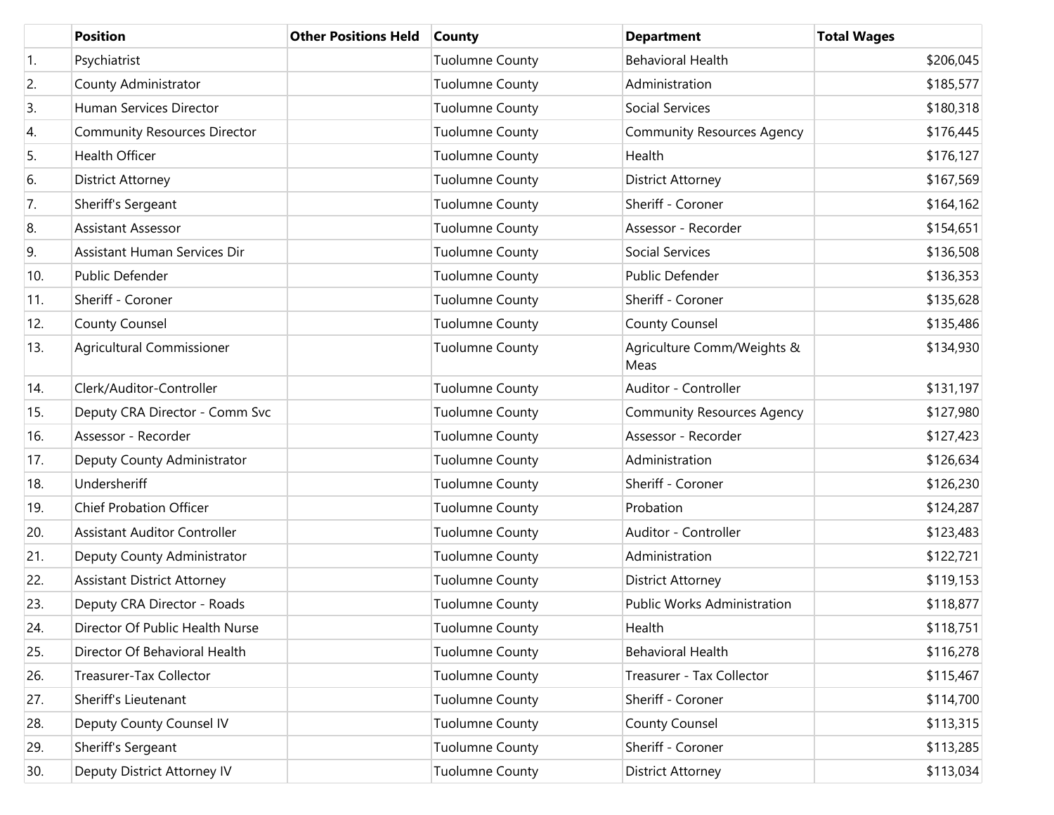| | Position | Other Positions Held | County | Department | Total Wages |
|---|---|---|---|---|---|
| 1. | Psychiatrist | | Tuolumne County | Behavioral Health | $206,045 |
| 2. | County Administrator | | Tuolumne County | Administration | $185,577 |
| 3. | Human Services Director | | Tuolumne County | Social Services | $180,318 |
| 4. | Community Resources Director | | Tuolumne County | Community Resources Agency | $176,445 |
| 5. | Health Officer | | Tuolumne County | Health | $176,127 |
| 6. | District Attorney | | Tuolumne County | District Attorney | $167,569 |
| 7. | Sheriff's Sergeant | | Tuolumne County | Sheriff - Coroner | $164,162 |
| 8. | Assistant Assessor | | Tuolumne County | Assessor - Recorder | $154,651 |
| 9. | Assistant Human Services Dir | | Tuolumne County | Social Services | $136,508 |
| 10. | Public Defender | | Tuolumne County | Public Defender | $136,353 |
| 11. | Sheriff - Coroner | | Tuolumne County | Sheriff - Coroner | $135,628 |
| 12. | County Counsel | | Tuolumne County | County Counsel | $135,486 |
| 13. | Agricultural Commissioner | | Tuolumne County | Agriculture Comm/Weights & Meas | $134,930 |
| 14. | Clerk/Auditor-Controller | | Tuolumne County | Auditor - Controller | $131,197 |
| 15. | Deputy CRA Director - Comm Svc | | Tuolumne County | Community Resources Agency | $127,980 |
| 16. | Assessor - Recorder | | Tuolumne County | Assessor - Recorder | $127,423 |
| 17. | Deputy County Administrator | | Tuolumne County | Administration | $126,634 |
| 18. | Undersheriff | | Tuolumne County | Sheriff - Coroner | $126,230 |
| 19. | Chief Probation Officer | | Tuolumne County | Probation | $124,287 |
| 20. | Assistant Auditor Controller | | Tuolumne County | Auditor - Controller | $123,483 |
| 21. | Deputy County Administrator | | Tuolumne County | Administration | $122,721 |
| 22. | Assistant District Attorney | | Tuolumne County | District Attorney | $119,153 |
| 23. | Deputy CRA Director - Roads | | Tuolumne County | Public Works Administration | $118,877 |
| 24. | Director Of Public Health Nurse | | Tuolumne County | Health | $118,751 |
| 25. | Director Of Behavioral Health | | Tuolumne County | Behavioral Health | $116,278 |
| 26. | Treasurer-Tax Collector | | Tuolumne County | Treasurer - Tax Collector | $115,467 |
| 27. | Sheriff's Lieutenant | | Tuolumne County | Sheriff - Coroner | $114,700 |
| 28. | Deputy County Counsel IV | | Tuolumne County | County Counsel | $113,315 |
| 29. | Sheriff's Sergeant | | Tuolumne County | Sheriff - Coroner | $113,285 |
| 30. | Deputy District Attorney IV | | Tuolumne County | District Attorney | $113,034 |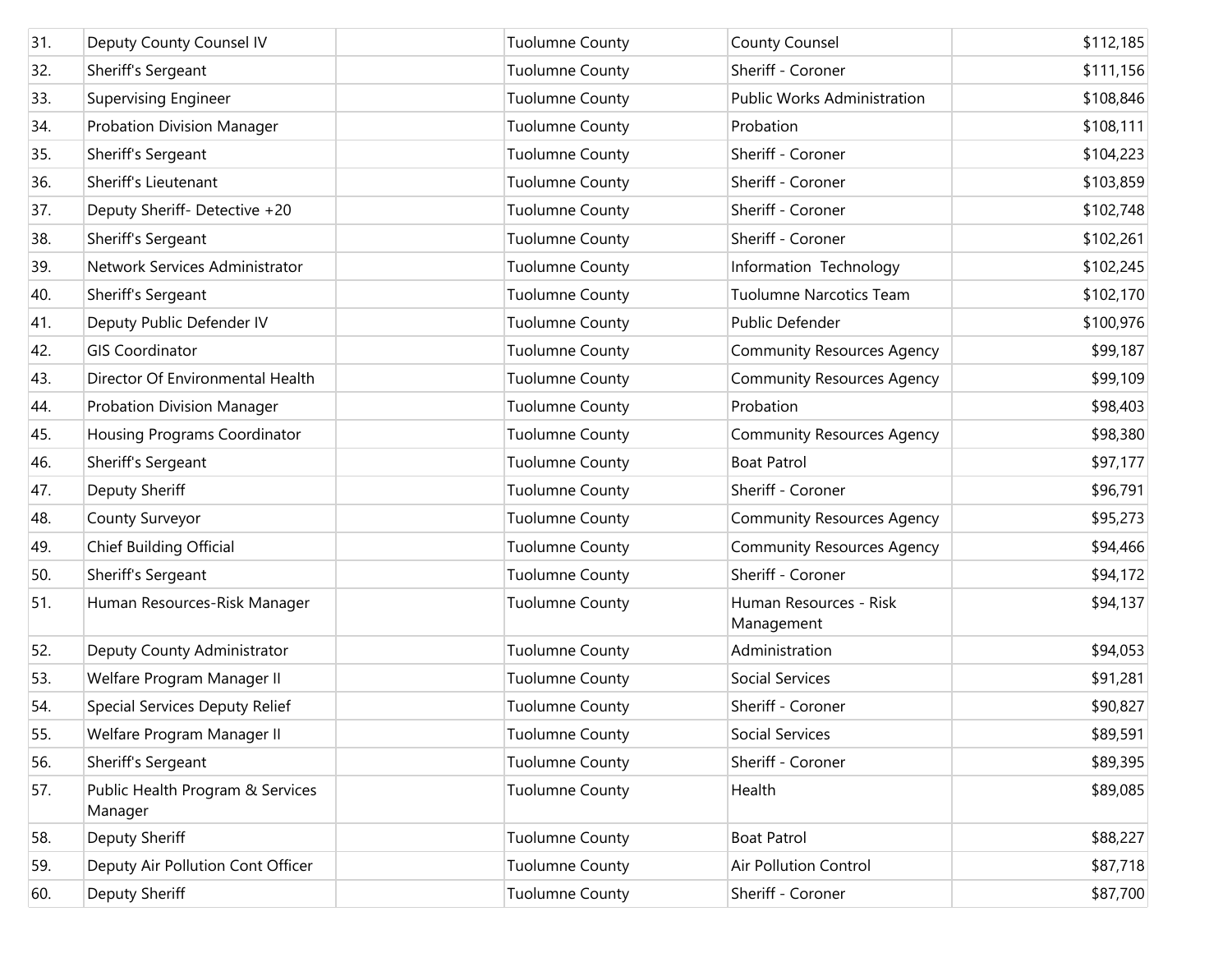| 31. | Deputy County Counsel IV | | Tuolumne County | County Counsel | $112,185 |
|---|---|---|---|---|---|
| 32. | Sheriff's Sergeant | | Tuolumne County | Sheriff - Coroner | $111,156 |
| 33. | Supervising Engineer | | Tuolumne County | Public Works Administration | $108,846 |
| 34. | Probation Division Manager | | Tuolumne County | Probation | $108,111 |
| 35. | Sheriff's Sergeant | | Tuolumne County | Sheriff - Coroner | $104,223 |
| 36. | Sheriff's Lieutenant | | Tuolumne County | Sheriff - Coroner | $103,859 |
| 37. | Deputy Sheriff- Detective +20 | | Tuolumne County | Sheriff - Coroner | $102,748 |
| 38. | Sheriff's Sergeant | | Tuolumne County | Sheriff - Coroner | $102,261 |
| 39. | Network Services Administrator | | Tuolumne County | Information Technology | $102,245 |
| 40. | Sheriff's Sergeant | | Tuolumne County | Tuolumne Narcotics Team | $102,170 |
| 41. | Deputy Public Defender IV | | Tuolumne County | Public Defender | $100,976 |
| 42. | GIS Coordinator | | Tuolumne County | Community Resources Agency | $99,187 |
| 43. | Director Of Environmental Health | | Tuolumne County | Community Resources Agency | $99,109 |
| 44. | Probation Division Manager | | Tuolumne County | Probation | $98,403 |
| 45. | Housing Programs Coordinator | | Tuolumne County | Community Resources Agency | $98,380 |
| 46. | Sheriff's Sergeant | | Tuolumne County | Boat Patrol | $97,177 |
| 47. | Deputy Sheriff | | Tuolumne County | Sheriff - Coroner | $96,791 |
| 48. | County Surveyor | | Tuolumne County | Community Resources Agency | $95,273 |
| 49. | Chief Building Official | | Tuolumne County | Community Resources Agency | $94,466 |
| 50. | Sheriff's Sergeant | | Tuolumne County | Sheriff - Coroner | $94,172 |
| 51. | Human Resources-Risk Manager | | Tuolumne County | Human Resources - Risk Management | $94,137 |
| 52. | Deputy County Administrator | | Tuolumne County | Administration | $94,053 |
| 53. | Welfare Program Manager II | | Tuolumne County | Social Services | $91,281 |
| 54. | Special Services Deputy Relief | | Tuolumne County | Sheriff - Coroner | $90,827 |
| 55. | Welfare Program Manager II | | Tuolumne County | Social Services | $89,591 |
| 56. | Sheriff's Sergeant | | Tuolumne County | Sheriff - Coroner | $89,395 |
| 57. | Public Health Program & Services Manager | | Tuolumne County | Health | $89,085 |
| 58. | Deputy Sheriff | | Tuolumne County | Boat Patrol | $88,227 |
| 59. | Deputy Air Pollution Cont Officer | | Tuolumne County | Air Pollution Control | $87,718 |
| 60. | Deputy Sheriff | | Tuolumne County | Sheriff - Coroner | $87,700 |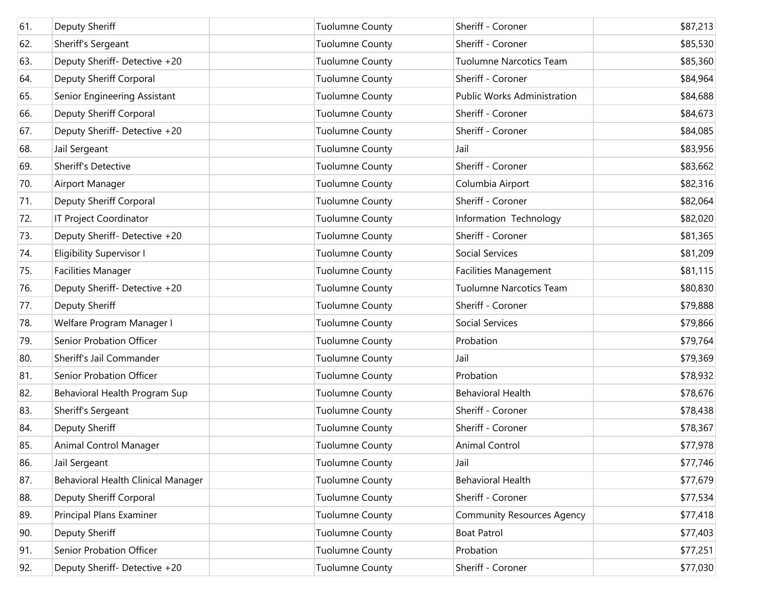| | | | | | |
|---|---|---|---|---|---|
| 61. | Deputy Sheriff | | Tuolumne County | Sheriff - Coroner | $87,213 |
| 62. | Sheriff's Sergeant | | Tuolumne County | Sheriff - Coroner | $85,530 |
| 63. | Deputy Sheriff- Detective +20 | | Tuolumne County | Tuolumne Narcotics Team | $85,360 |
| 64. | Deputy Sheriff Corporal | | Tuolumne County | Sheriff - Coroner | $84,964 |
| 65. | Senior Engineering Assistant | | Tuolumne County | Public Works Administration | $84,688 |
| 66. | Deputy Sheriff Corporal | | Tuolumne County | Sheriff - Coroner | $84,673 |
| 67. | Deputy Sheriff- Detective +20 | | Tuolumne County | Sheriff - Coroner | $84,085 |
| 68. | Jail Sergeant | | Tuolumne County | Jail | $83,956 |
| 69. | Sheriff's Detective | | Tuolumne County | Sheriff - Coroner | $83,662 |
| 70. | Airport Manager | | Tuolumne County | Columbia Airport | $82,316 |
| 71. | Deputy Sheriff Corporal | | Tuolumne County | Sheriff - Coroner | $82,064 |
| 72. | IT Project Coordinator | | Tuolumne County | Information Technology | $82,020 |
| 73. | Deputy Sheriff- Detective +20 | | Tuolumne County | Sheriff - Coroner | $81,365 |
| 74. | Eligibility Supervisor I | | Tuolumne County | Social Services | $81,209 |
| 75. | Facilities Manager | | Tuolumne County | Facilities Management | $81,115 |
| 76. | Deputy Sheriff- Detective +20 | | Tuolumne County | Tuolumne Narcotics Team | $80,830 |
| 77. | Deputy Sheriff | | Tuolumne County | Sheriff - Coroner | $79,888 |
| 78. | Welfare Program Manager I | | Tuolumne County | Social Services | $79,866 |
| 79. | Senior Probation Officer | | Tuolumne County | Probation | $79,764 |
| 80. | Sheriff's Jail Commander | | Tuolumne County | Jail | $79,369 |
| 81. | Senior Probation Officer | | Tuolumne County | Probation | $78,932 |
| 82. | Behavioral Health Program Sup | | Tuolumne County | Behavioral Health | $78,676 |
| 83. | Sheriff's Sergeant | | Tuolumne County | Sheriff - Coroner | $78,438 |
| 84. | Deputy Sheriff | | Tuolumne County | Sheriff - Coroner | $78,367 |
| 85. | Animal Control Manager | | Tuolumne County | Animal Control | $77,978 |
| 86. | Jail Sergeant | | Tuolumne County | Jail | $77,746 |
| 87. | Behavioral Health Clinical Manager | | Tuolumne County | Behavioral Health | $77,679 |
| 88. | Deputy Sheriff Corporal | | Tuolumne County | Sheriff - Coroner | $77,534 |
| 89. | Principal Plans Examiner | | Tuolumne County | Community Resources Agency | $77,418 |
| 90. | Deputy Sheriff | | Tuolumne County | Boat Patrol | $77,403 |
| 91. | Senior Probation Officer | | Tuolumne County | Probation | $77,251 |
| 92. | Deputy Sheriff- Detective +20 | | Tuolumne County | Sheriff - Coroner | $77,030 |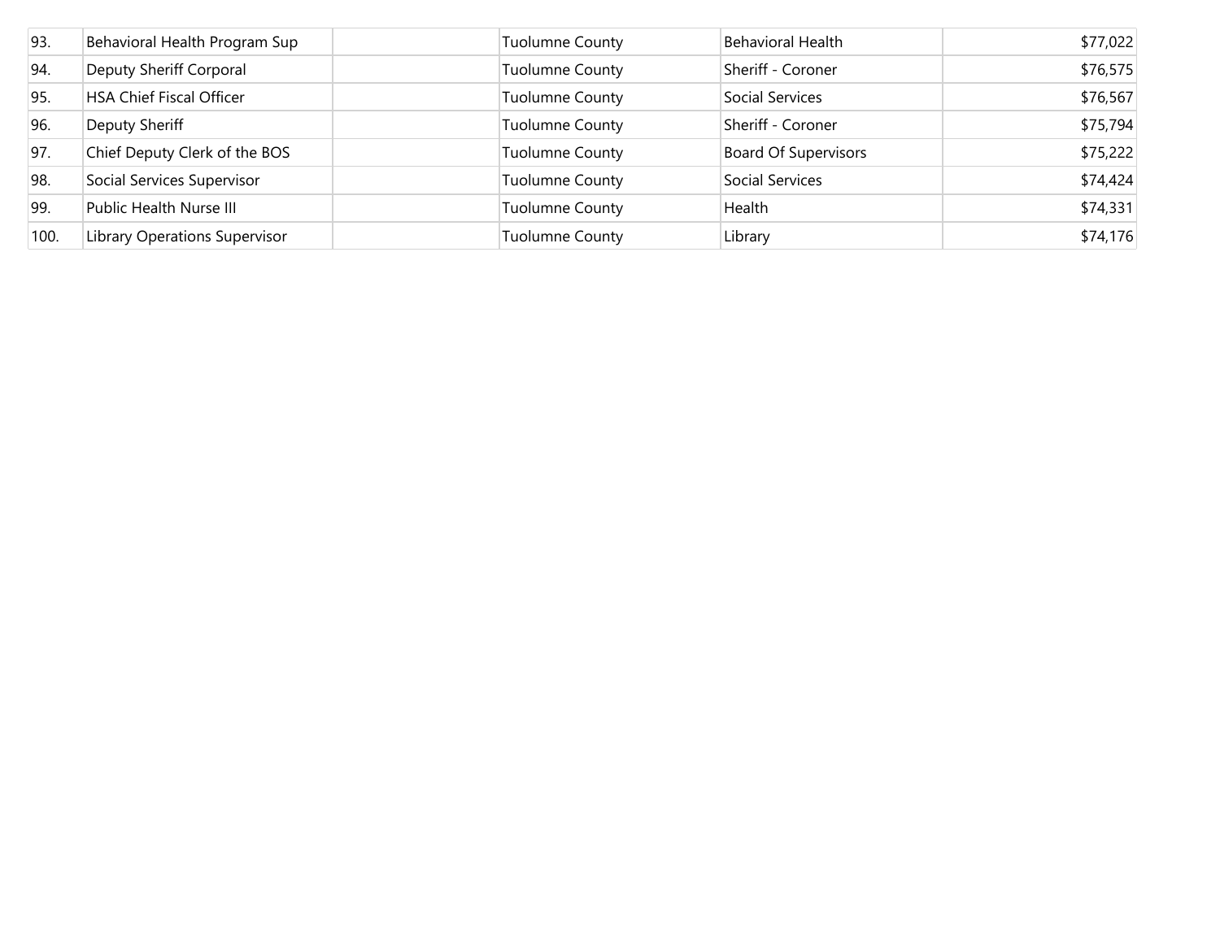| | | | | | |
|---|---|---|---|---|---|
| 93. | Behavioral Health Program Sup | | Tuolumne County | Behavioral Health | $77,022 |
| 94. | Deputy Sheriff Corporal | | Tuolumne County | Sheriff - Coroner | $76,575 |
| 95. | HSA Chief Fiscal Officer | | Tuolumne County | Social Services | $76,567 |
| 96. | Deputy Sheriff | | Tuolumne County | Sheriff - Coroner | $75,794 |
| 97. | Chief Deputy Clerk of the BOS | | Tuolumne County | Board Of Supervisors | $75,222 |
| 98. | Social Services Supervisor | | Tuolumne County | Social Services | $74,424 |
| 99. | Public Health Nurse III | | Tuolumne County | Health | $74,331 |
| 100. | Library Operations Supervisor | | Tuolumne County | Library | $74,176 |